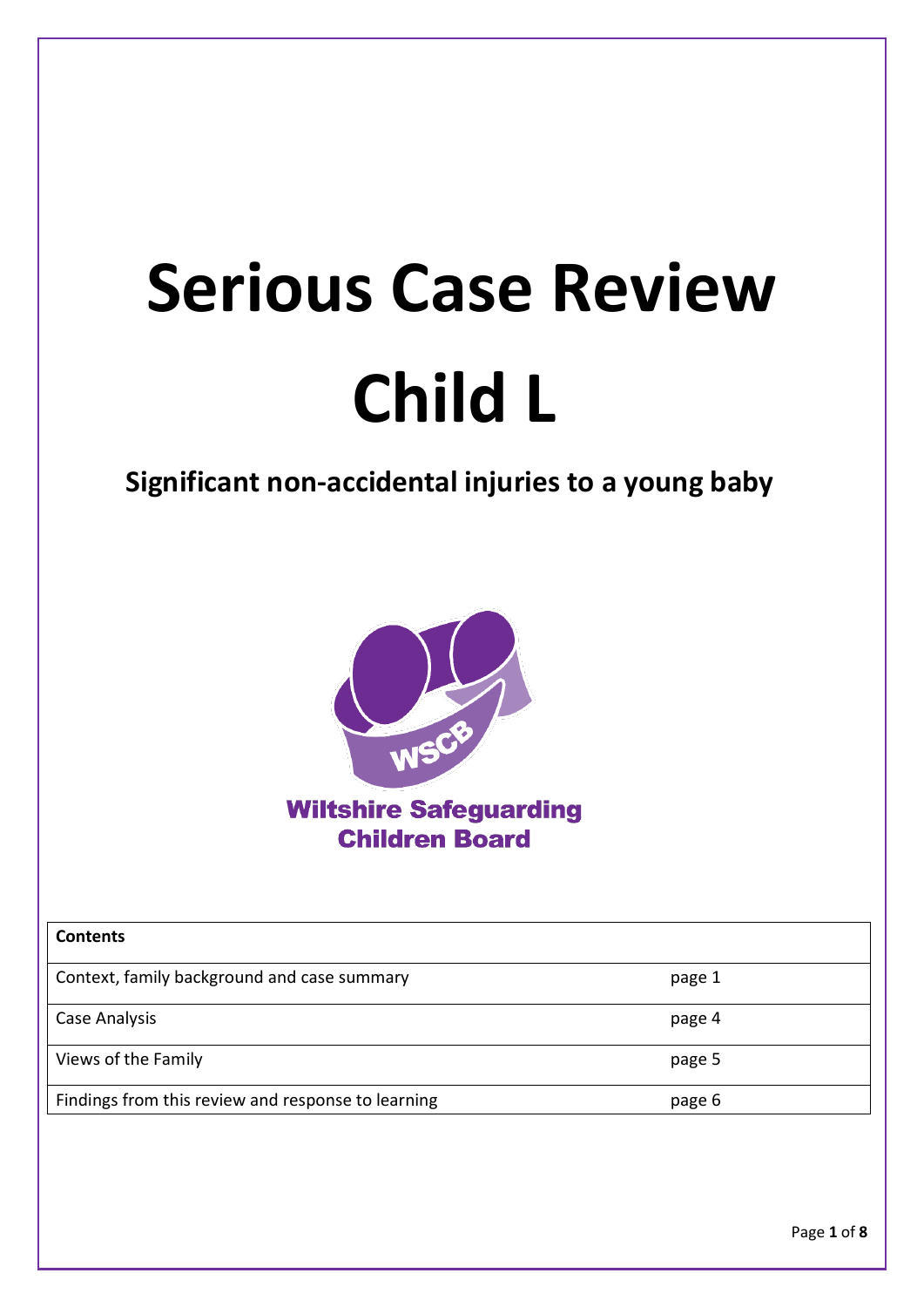# Serious Case Review Child L

## Significant non-accidental injuries to a young baby

Wiltshire Safeguarding Children Board

| Contents | |
|---|---|
| Context, family background and case summary | page 1 |
| Case Analysis | page 4 |
| Views of the Family | page 5 |
| Findings from this review and response to learning | page 6 |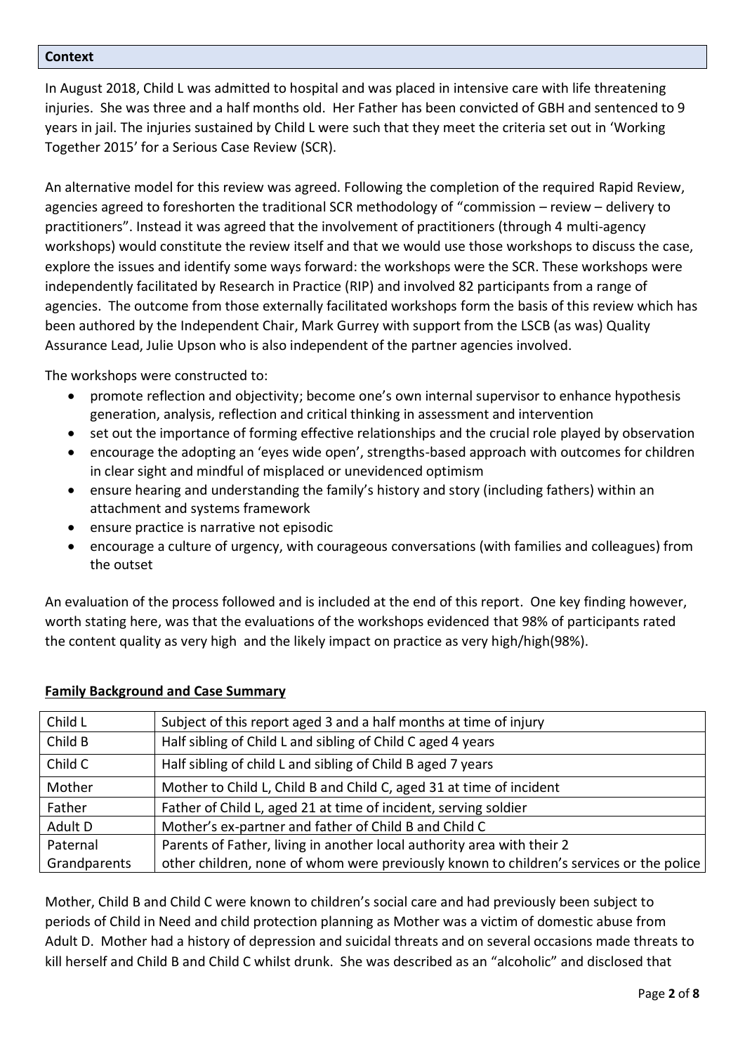## **Context**

In August 2018, Child L was admitted to hospital and was placed in intensive care with life threatening injuries. She was three and a half months old. Her Father has been convicted of GBH and sentenced to 9 years in jail. The injuries sustained by Child L were such that they meet the criteria set out in 'Working Together 2015' for a Serious Case Review (SCR).

An alternative model for this review was agreed. Following the completion of the required Rapid Review, agencies agreed to foreshorten the traditional SCR methodology of "commission – review – delivery to practitioners". Instead it was agreed that the involvement of practitioners (through 4 multi-agency workshops) would constitute the review itself and that we would use those workshops to discuss the case, explore the issues and identify some ways forward: the workshops were the SCR. These workshops were independently facilitated by Research in Practice (RIP) and involved 82 participants from a range of agencies. The outcome from those externally facilitated workshops form the basis of this review which has been authored by the Independent Chair, Mark Gurrey with support from the LSCB (as was) Quality Assurance Lead, Julie Upson who is also independent of the partner agencies involved.

The workshops were constructed to:

- promote reflection and objectivity; become one's own internal supervisor to enhance hypothesis generation, analysis, reflection and critical thinking in assessment and intervention
- set out the importance of forming effective relationships and the crucial role played by observation
- encourage the adopting an 'eyes wide open', strengths-based approach with outcomes for children in clear sight and mindful of misplaced or unevidenced optimism
- ensure hearing and understanding the family's history and story (including fathers) within an attachment and systems framework
- ensure practice is narrative not episodic
- encourage a culture of urgency, with courageous conversations (with families and colleagues) from the outset

An evaluation of the process followed and is included at the end of this report. One key finding however, worth stating here, was that the evaluations of the workshops evidenced that 98% of participants rated the content quality as very high and the likely impact on practice as very high/high(98%).

## **Family Background and Case Summary**

| | |
|---|---|
| Child L | Subject of this report aged 3 and a half months at time of injury |
| Child B | Half sibling of Child L and sibling of Child C aged 4 years |
| Child C | Half sibling of child L and sibling of Child B aged 7 years |
| Mother | Mother to Child L, Child B and Child C, aged 31 at time of incident |
| Father | Father of Child L, aged 21 at time of incident, serving soldier |
| Adult D | Mother's ex-partner and father of Child B and Child C |
| Paternal Grandparents | Parents of Father, living in another local authority area with their 2 other children, none of whom were previously known to children's services or the police |

Mother, Child B and Child C were known to children's social care and had previously been subject to periods of Child in Need and child protection planning as Mother was a victim of domestic abuse from Adult D. Mother had a history of depression and suicidal threats and on several occasions made threats to kill herself and Child B and Child C whilst drunk. She was described as an "alcoholic" and disclosed that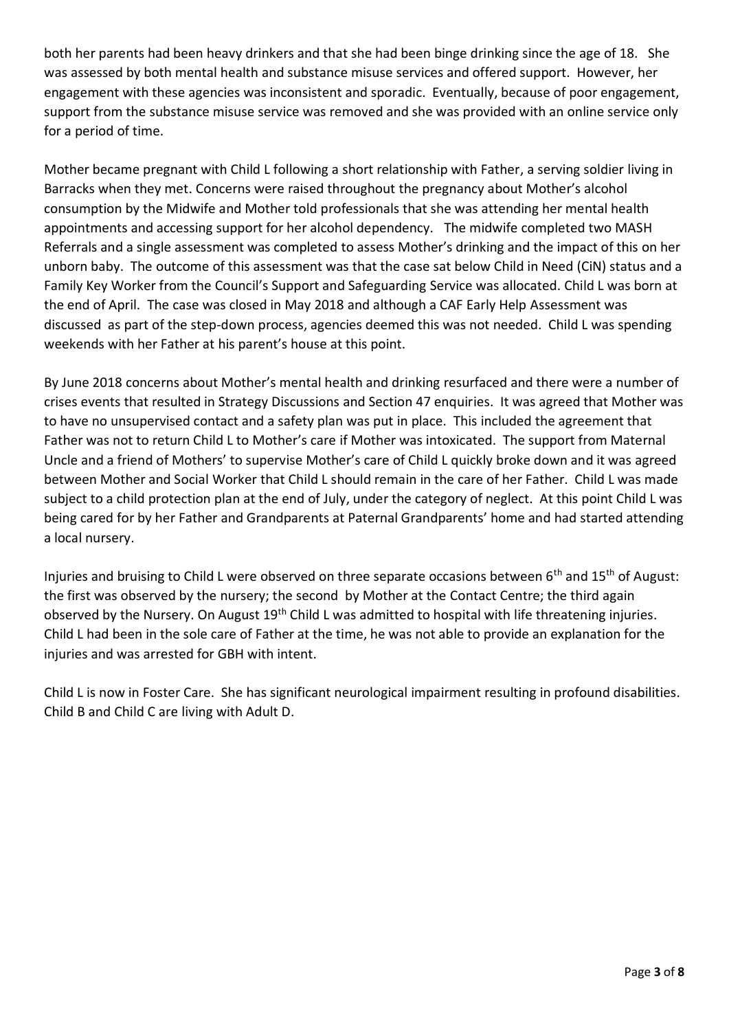both her parents had been heavy drinkers and that she had been binge drinking since the age of 18. She was assessed by both mental health and substance misuse services and offered support. However, her engagement with these agencies was inconsistent and sporadic. Eventually, because of poor engagement, support from the substance misuse service was removed and she was provided with an online service only for a period of time.

Mother became pregnant with Child L following a short relationship with Father, a serving soldier living in Barracks when they met. Concerns were raised throughout the pregnancy about Mother's alcohol consumption by the Midwife and Mother told professionals that she was attending her mental health appointments and accessing support for her alcohol dependency. The midwife completed two MASH Referrals and a single assessment was completed to assess Mother's drinking and the impact of this on her unborn baby. The outcome of this assessment was that the case sat below Child in Need (CiN) status and a Family Key Worker from the Council's Support and Safeguarding Service was allocated. Child L was born at the end of April. The case was closed in May 2018 and although a CAF Early Help Assessment was discussed as part of the step-down process, agencies deemed this was not needed. Child L was spending weekends with her Father at his parent's house at this point.

By June 2018 concerns about Mother's mental health and drinking resurfaced and there were a number of crises events that resulted in Strategy Discussions and Section 47 enquiries. It was agreed that Mother was to have no unsupervised contact and a safety plan was put in place. This included the agreement that Father was not to return Child L to Mother's care if Mother was intoxicated. The support from Maternal Uncle and a friend of Mothers' to supervise Mother's care of Child L quickly broke down and it was agreed between Mother and Social Worker that Child L should remain in the care of her Father. Child L was made subject to a child protection plan at the end of July, under the category of neglect. At this point Child L was being cared for by her Father and Grandparents at Paternal Grandparents' home and had started attending a local nursery.

Injuries and bruising to Child L were observed on three separate occasions between 6th and 15th of August: the first was observed by the nursery; the second by Mother at the Contact Centre; the third again observed by the Nursery. On August 19th Child L was admitted to hospital with life threatening injuries. Child L had been in the sole care of Father at the time, he was not able to provide an explanation for the injuries and was arrested for GBH with intent.

Child L is now in Foster Care. She has significant neurological impairment resulting in profound disabilities. Child B and Child C are living with Adult D.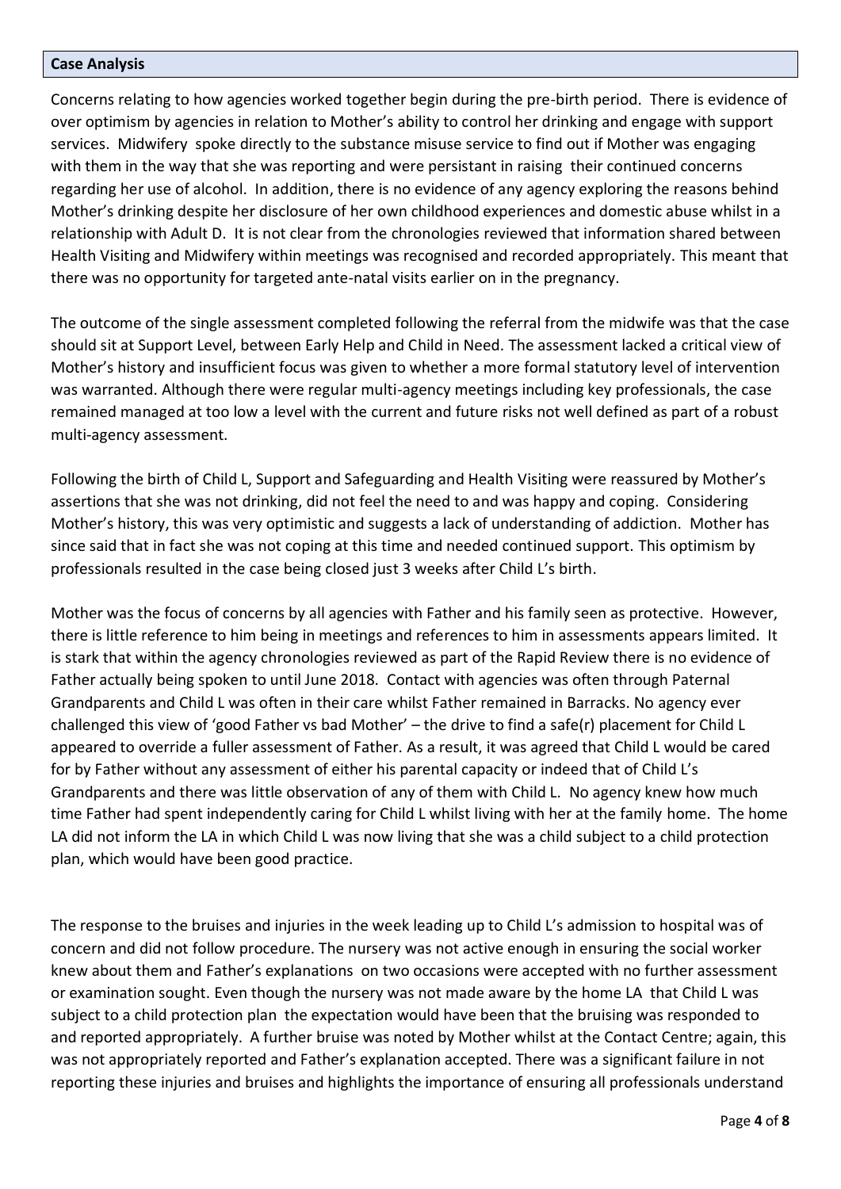## Case Analysis

Concerns relating to how agencies worked together begin during the pre-birth period. There is evidence of over optimism by agencies in relation to Mother's ability to control her drinking and engage with support services. Midwifery spoke directly to the substance misuse service to find out if Mother was engaging with them in the way that she was reporting and were persistant in raising their continued concerns regarding her use of alcohol. In addition, there is no evidence of any agency exploring the reasons behind Mother's drinking despite her disclosure of her own childhood experiences and domestic abuse whilst in a relationship with Adult D. It is not clear from the chronologies reviewed that information shared between Health Visiting and Midwifery within meetings was recognised and recorded appropriately. This meant that there was no opportunity for targeted ante-natal visits earlier on in the pregnancy.

The outcome of the single assessment completed following the referral from the midwife was that the case should sit at Support Level, between Early Help and Child in Need. The assessment lacked a critical view of Mother's history and insufficient focus was given to whether a more formal statutory level of intervention was warranted. Although there were regular multi-agency meetings including key professionals, the case remained managed at too low a level with the current and future risks not well defined as part of a robust multi-agency assessment.

Following the birth of Child L, Support and Safeguarding and Health Visiting were reassured by Mother's assertions that she was not drinking, did not feel the need to and was happy and coping. Considering Mother's history, this was very optimistic and suggests a lack of understanding of addiction. Mother has since said that in fact she was not coping at this time and needed continued support. This optimism by professionals resulted in the case being closed just 3 weeks after Child L's birth.

Mother was the focus of concerns by all agencies with Father and his family seen as protective. However, there is little reference to him being in meetings and references to him in assessments appears limited. It is stark that within the agency chronologies reviewed as part of the Rapid Review there is no evidence of Father actually being spoken to until June 2018. Contact with agencies was often through Paternal Grandparents and Child L was often in their care whilst Father remained in Barracks. No agency ever challenged this view of 'good Father vs bad Mother' – the drive to find a safe(r) placement for Child L appeared to override a fuller assessment of Father. As a result, it was agreed that Child L would be cared for by Father without any assessment of either his parental capacity or indeed that of Child L's Grandparents and there was little observation of any of them with Child L. No agency knew how much time Father had spent independently caring for Child L whilst living with her at the family home. The home LA did not inform the LA in which Child L was now living that she was a child subject to a child protection plan, which would have been good practice.

The response to the bruises and injuries in the week leading up to Child L's admission to hospital was of concern and did not follow procedure. The nursery was not active enough in ensuring the social worker knew about them and Father's explanations on two occasions were accepted with no further assessment or examination sought. Even though the nursery was not made aware by the home LA that Child L was subject to a child protection plan the expectation would have been that the bruising was responded to and reported appropriately. A further bruise was noted by Mother whilst at the Contact Centre; again, this was not appropriately reported and Father's explanation accepted. There was a significant failure in not reporting these injuries and bruises and highlights the importance of ensuring all professionals understand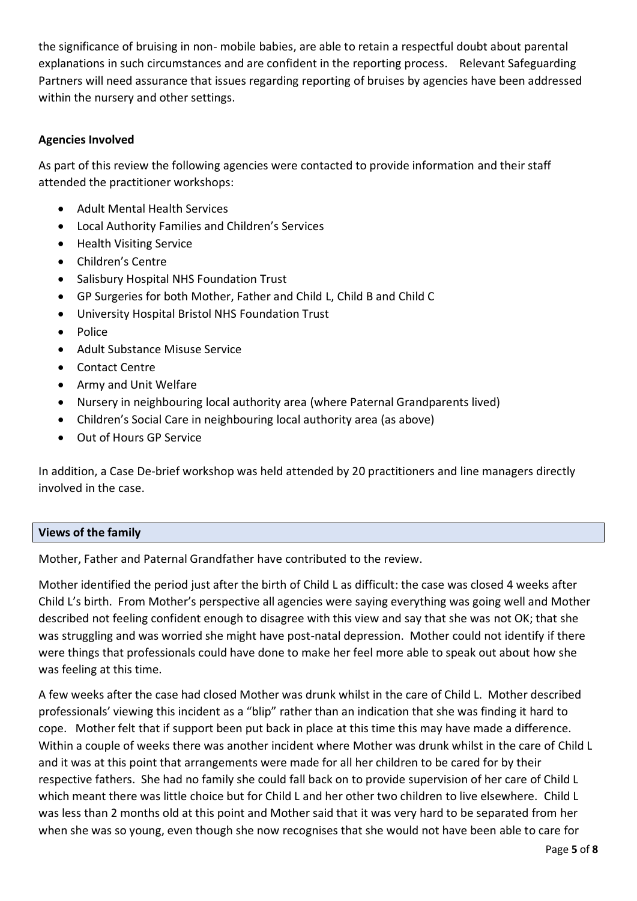the significance of bruising in non- mobile babies, are able to retain a respectful doubt about parental explanations in such circumstances and are confident in the reporting process. Relevant Safeguarding Partners will need assurance that issues regarding reporting of bruises by agencies have been addressed within the nursery and other settings.

**Agencies Involved**

As part of this review the following agencies were contacted to provide information and their staff attended the practitioner workshops:

- Adult Mental Health Services
- Local Authority Families and Children's Services
- Health Visiting Service
- Children's Centre
- Salisbury Hospital NHS Foundation Trust
- GP Surgeries for both Mother, Father and Child L, Child B and Child C
- University Hospital Bristol NHS Foundation Trust
- Police
- Adult Substance Misuse Service
- Contact Centre
- Army and Unit Welfare
- Nursery in neighbouring local authority area (where Paternal Grandparents lived)
- Children's Social Care in neighbouring local authority area (as above)
- Out of Hours GP Service

In addition, a Case De-brief workshop was held attended by 20 practitioners and line managers directly involved in the case.

## Views of the family

Mother, Father and Paternal Grandfather have contributed to the review.

Mother identified the period just after the birth of Child L as difficult: the case was closed 4 weeks after Child L's birth. From Mother's perspective all agencies were saying everything was going well and Mother described not feeling confident enough to disagree with this view and say that she was not OK; that she was struggling and was worried she might have post-natal depression. Mother could not identify if there were things that professionals could have done to make her feel more able to speak out about how she was feeling at this time.

A few weeks after the case had closed Mother was drunk whilst in the care of Child L. Mother described professionals' viewing this incident as a "blip" rather than an indication that she was finding it hard to cope. Mother felt that if support been put back in place at this time this may have made a difference. Within a couple of weeks there was another incident where Mother was drunk whilst in the care of Child L and it was at this point that arrangements were made for all her children to be cared for by their respective fathers. She had no family she could fall back on to provide supervision of her care of Child L which meant there was little choice but for Child L and her other two children to live elsewhere. Child L was less than 2 months old at this point and Mother said that it was very hard to be separated from her when she was so young, even though she now recognises that she would not have been able to care for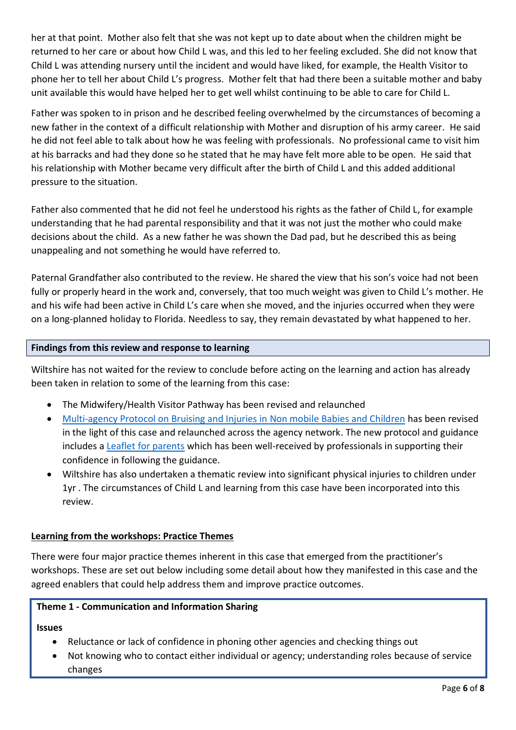her at that point. Mother also felt that she was not kept up to date about when the children might be returned to her care or about how Child L was, and this led to her feeling excluded. She did not know that Child L was attending nursery until the incident and would have liked, for example, the Health Visitor to phone her to tell her about Child L's progress. Mother felt that had there been a suitable mother and baby unit available this would have helped her to get well whilst continuing to be able to care for Child L.

Father was spoken to in prison and he described feeling overwhelmed by the circumstances of becoming a new father in the context of a difficult relationship with Mother and disruption of his army career. He said he did not feel able to talk about how he was feeling with professionals. No professional came to visit him at his barracks and had they done so he stated that he may have felt more able to be open. He said that his relationship with Mother became very difficult after the birth of Child L and this added additional pressure to the situation.

Father also commented that he did not feel he understood his rights as the father of Child L, for example understanding that he had parental responsibility and that it was not just the mother who could make decisions about the child. As a new father he was shown the Dad pad, but he described this as being unappealing and not something he would have referred to.

Paternal Grandfather also contributed to the review. He shared the view that his son's voice had not been fully or properly heard in the work and, conversely, that too much weight was given to Child L's mother. He and his wife had been active in Child L's care when she moved, and the injuries occurred when they were on a long-planned holiday to Florida. Needless to say, they remain devastated by what happened to her.

## Findings from this review and response to learning

Wiltshire has not waited for the review to conclude before acting on the learning and action has already been taken in relation to some of the learning from this case:

- The Midwifery/Health Visitor Pathway has been revised and relaunched
- Multi-agency Protocol on Bruising and Injuries in Non mobile Babies and Children has been revised in the light of this case and relaunched across the agency network. The new protocol and guidance includes a Leaflet for parents which has been well-received by professionals in supporting their confidence in following the guidance.
- Wiltshire has also undertaken a thematic review into significant physical injuries to children under 1yr . The circumstances of Child L and learning from this case have been incorporated into this review.

### Learning from the workshops: Practice Themes

There were four major practice themes inherent in this case that emerged from the practitioner's workshops. These are set out below including some detail about how they manifested in this case and the agreed enablers that could help address them and improve practice outcomes.

#### Theme 1 - Communication and Information Sharing

**Issues**

- Reluctance or lack of confidence in phoning other agencies and checking things out
- Not knowing who to contact either individual or agency; understanding roles because of service changes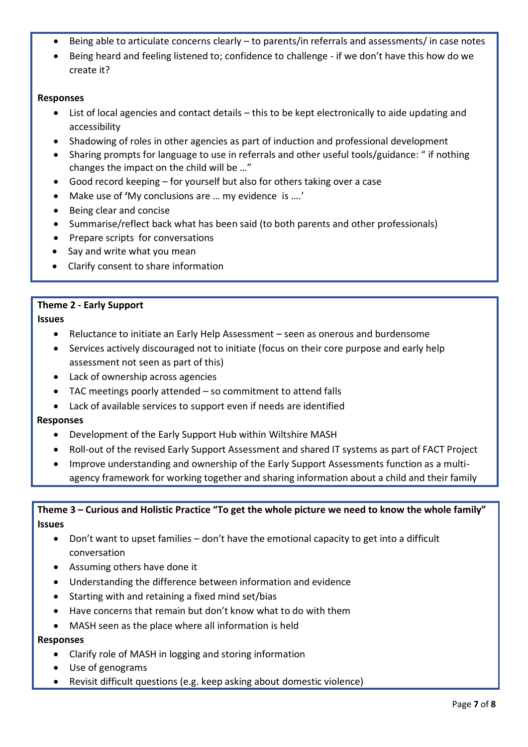- Being able to articulate concerns clearly – to parents/in referrals and assessments/ in case notes
- Being heard and feeling listened to; confidence to challenge - if we don't have this how do we create it?

**Responses**

- List of local agencies and contact details – this to be kept electronically to aide updating and accessibility
- Shadowing of roles in other agencies as part of induction and professional development
- Sharing prompts for language to use in referrals and other useful tools/guidance: " if nothing changes the impact on the child will be …"
- Good record keeping – for yourself but also for others taking over a case
- Make use of 'My conclusions are … my evidence is ….'
- Being clear and concise
- Summarise/reflect back what has been said (to both parents and other professionals)
- Prepare scripts for conversations
- Say and write what you mean
- Clarify consent to share information

**Theme 2 - Early Support**

**Issues**

- Reluctance to initiate an Early Help Assessment – seen as onerous and burdensome
- Services actively discouraged not to initiate (focus on their core purpose and early help assessment not seen as part of this)
- Lack of ownership across agencies
- TAC meetings poorly attended – so commitment to attend falls
- Lack of available services to support even if needs are identified

**Responses**

- Development of the Early Support Hub within Wiltshire MASH
- Roll-out of the revised Early Support Assessment and shared IT systems as part of FACT Project
- Improve understanding and ownership of the Early Support Assessments function as a multi-agency framework for working together and sharing information about a child and their family

**Theme 3 – Curious and Holistic Practice "To get the whole picture we need to know the whole family"**

**Issues**

- Don't want to upset families – don't have the emotional capacity to get into a difficult conversation
- Assuming others have done it
- Understanding the difference between information and evidence
- Starting with and retaining a fixed mind set/bias
- Have concerns that remain but don't know what to do with them
- MASH seen as the place where all information is held

**Responses**

- Clarify role of MASH in logging and storing information
- Use of genograms
- Revisit difficult questions (e.g. keep asking about domestic violence)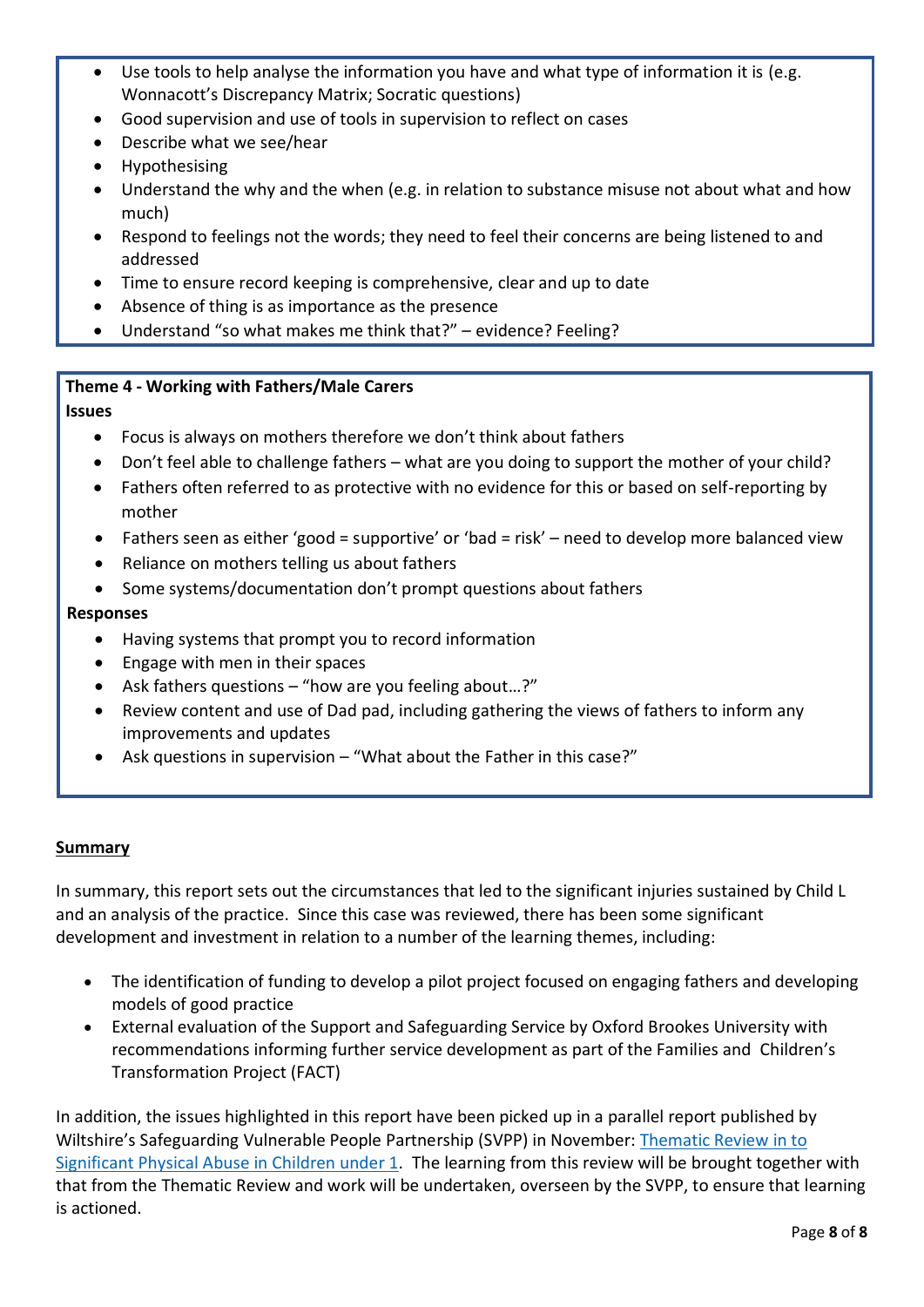- Use tools to help analyse the information you have and what type of information it is (e.g. Wonnacott's Discrepancy Matrix; Socratic questions)
- Good supervision and use of tools in supervision to reflect on cases
- Describe what we see/hear
- Hypothesising
- Understand the why and the when (e.g. in relation to substance misuse not about what and how much)
- Respond to feelings not the words; they need to feel their concerns are being listened to and addressed
- Time to ensure record keeping is comprehensive, clear and up to date
- Absence of thing is as importance as the presence
- Understand "so what makes me think that?" – evidence? Feeling?

**Theme 4 - Working with Fathers/Male Carers**

**Issues**

- Focus is always on mothers therefore we don't think about fathers
- Don't feel able to challenge fathers – what are you doing to support the mother of your child?
- Fathers often referred to as protective with no evidence for this or based on self-reporting by mother
- Fathers seen as either 'good = supportive' or 'bad = risk' – need to develop more balanced view
- Reliance on mothers telling us about fathers
- Some systems/documentation don't prompt questions about fathers

**Responses**

- Having systems that prompt you to record information
- Engage with men in their spaces
- Ask fathers questions – "how are you feeling about…?"
- Review content and use of Dad pad, including gathering the views of fathers to inform any improvements and updates
- Ask questions in supervision – "What about the Father in this case?"

## Summary

In summary, this report sets out the circumstances that led to the significant injuries sustained by Child L and an analysis of the practice. Since this case was reviewed, there has been some significant development and investment in relation to a number of the learning themes, including:

- The identification of funding to develop a pilot project focused on engaging fathers and developing models of good practice
- External evaluation of the Support and Safeguarding Service by Oxford Brookes University with recommendations informing further service development as part of the Families and Children's Transformation Project (FACT)

In addition, the issues highlighted in this report have been picked up in a parallel report published by Wiltshire's Safeguarding Vulnerable People Partnership (SVPP) in November: Thematic Review in to Significant Physical Abuse in Children under 1. The learning from this review will be brought together with that from the Thematic Review and work will be undertaken, overseen by the SVPP, to ensure that learning is actioned.